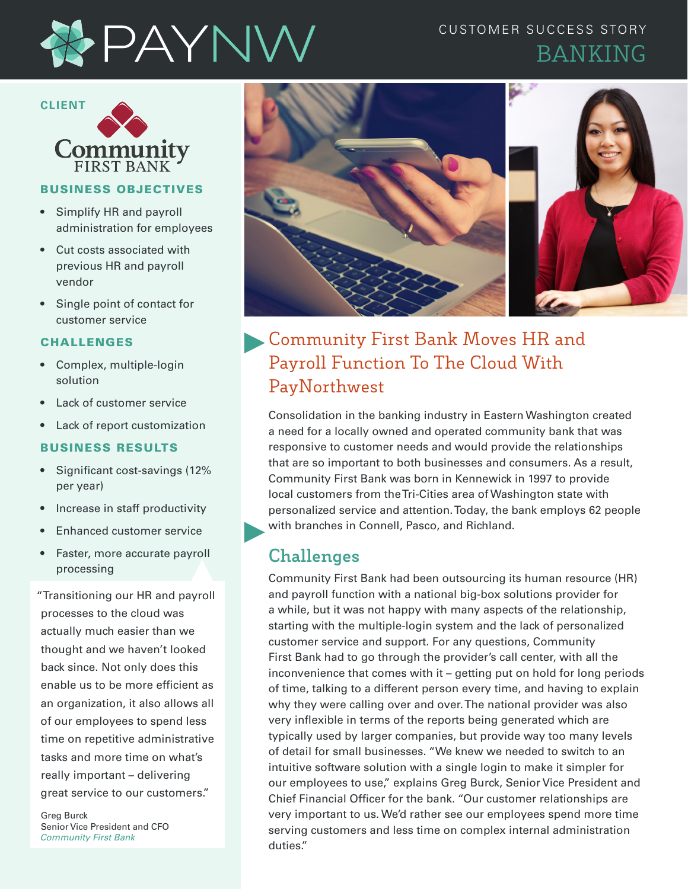# PAYNW

CUSTOMER SUCCESS STORY

BANKING

**CLIENT**

Community FIRST BANK

### BUSINESS OBJECTIVES

- Simplify HR and payroll administration for employees
- Cut costs associated with previous HR and payroll vendor
- Single point of contact for customer service

### CHALLENGES

- Complex, multiple-login solution
- Lack of customer service
- Lack of report customization

### BUSINESS RESULTS

- Significant cost-savings (12% per year)
- Increase in staff productivity
- Enhanced customer service
- Faster, more accurate payroll processing

"Transitioning our HR and payroll processes to the cloud was actually much easier than we thought and we haven't looked back since. Not only does this enable us to be more efficient as an organization, it also allows all of our employees to spend less time on repetitive administrative tasks and more time on what's really important – delivering great service to our customers."

Greg Burck
Senior Vice President and CFO
*Community First Bank*

## Community First Bank Moves HR and Payroll Function To The Cloud With PayNorthwest

Consolidation in the banking industry in Eastern Washington created a need for a locally owned and operated community bank that was responsive to customer needs and would provide the relationships that are so important to both businesses and consumers. As a result, Community First Bank was born in Kennewick in 1997 to provide local customers from the Tri-Cities area of Washington state with personalized service and attention. Today, the bank employs 62 people with branches in Connell, Pasco, and Richland.

## Challenges

Community First Bank had been outsourcing its human resource (HR) and payroll function with a national big-box solutions provider for a while, but it was not happy with many aspects of the relationship, starting with the multiple-login system and the lack of personalized customer service and support. For any questions, Community First Bank had to go through the provider's call center, with all the inconvenience that comes with it – getting put on hold for long periods of time, talking to a different person every time, and having to explain why they were calling over and over. The national provider was also very inflexible in terms of the reports being generated which are typically used by larger companies, but provide way too many levels of detail for small businesses. "We knew we needed to switch to an intuitive software solution with a single login to make it simpler for our employees to use," explains Greg Burck, Senior Vice President and Chief Financial Officer for the bank. "Our customer relationships are very important to us. We'd rather see our employees spend more time serving customers and less time on complex internal administration duties."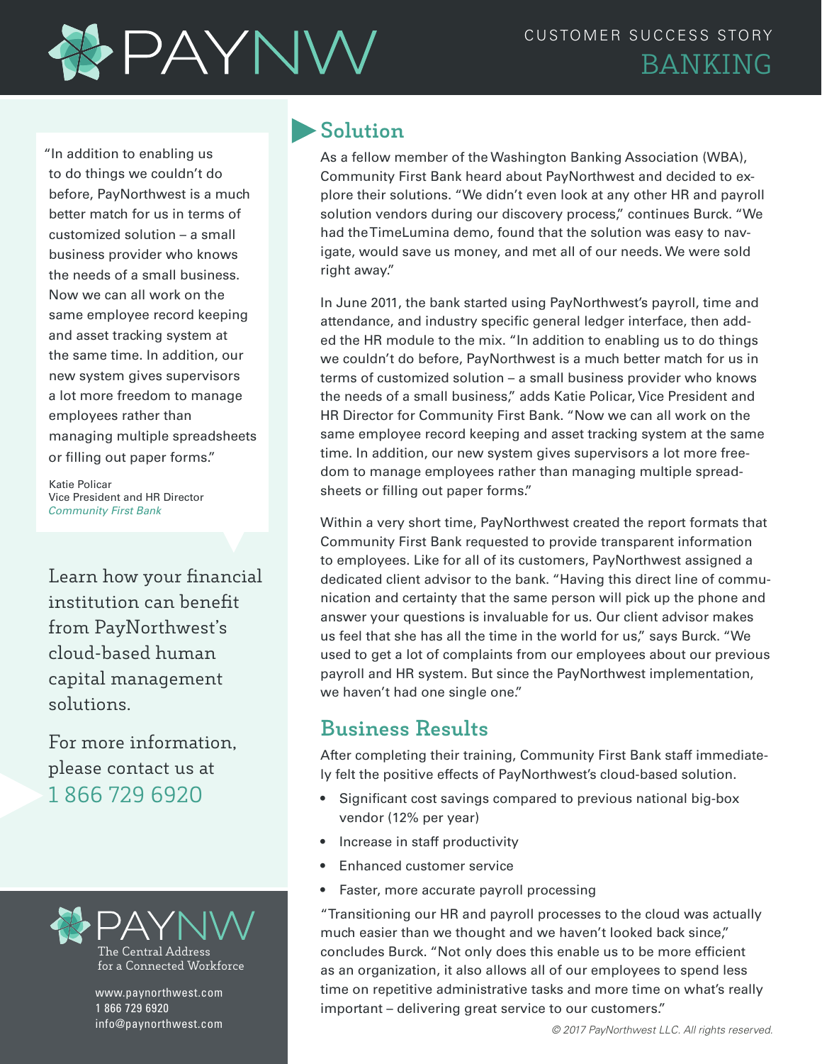# CUSTOMER SUCCESS STORY
## BANKING

## Solution

As a fellow member of the Washington Banking Association (WBA), Community First Bank heard about PayNorthwest and decided to explore their solutions. "We didn't even look at any other HR and payroll solution vendors during our discovery process," continues Burck. "We had the TimeLumina demo, found that the solution was easy to navigate, would save us money, and met all of our needs. We were sold right away."

In June 2011, the bank started using PayNorthwest's payroll, time and attendance, and industry specific general ledger interface, then added the HR module to the mix. "In addition to enabling us to do things we couldn't do before, PayNorthwest is a much better match for us in terms of customized solution – a small business provider who knows the needs of a small business," adds Katie Policar, Vice President and HR Director for Community First Bank. "Now we can all work on the same employee record keeping and asset tracking system at the same time. In addition, our new system gives supervisors a lot more freedom to manage employees rather than managing multiple spreadsheets or filling out paper forms."

Within a very short time, PayNorthwest created the report formats that Community First Bank requested to provide transparent information to employees. Like for all of its customers, PayNorthwest assigned a dedicated client advisor to the bank. "Having this direct line of communication and certainty that the same person will pick up the phone and answer your questions is invaluable for us. Our client advisor makes us feel that she has all the time in the world for us," says Burck. "We used to get a lot of complaints from our employees about our previous payroll and HR system. But since the PayNorthwest implementation, we haven't had one single one."

## Business Results

After completing their training, Community First Bank staff immediately felt the positive effects of PayNorthwest's cloud-based solution.

- Significant cost savings compared to previous national big-box vendor (12% per year)
- Increase in staff productivity
- Enhanced customer service
- Faster, more accurate payroll processing

"Transitioning our HR and payroll processes to the cloud was actually much easier than we thought and we haven't looked back since," concludes Burck. "Not only does this enable us to be more efficient as an organization, it also allows all of our employees to spend less time on repetitive administrative tasks and more time on what's really important – delivering great service to our customers."

"In addition to enabling us to do things we couldn't do before, PayNorthwest is a much better match for us in terms of customized solution – a small business provider who knows the needs of a small business. Now we can all work on the same employee record keeping and asset tracking system at the same time. In addition, our new system gives supervisors a lot more freedom to manage employees rather than managing multiple spreadsheets or filling out paper forms."

Katie Policar
Vice President and HR Director
*Community First Bank*

Learn how your financial institution can benefit from PayNorthwest's cloud-based human capital management solutions.

For more information, please contact us at
1 866 729 6920

PAYNW
The Central Address for a Connected Workforce

www.paynorthwest.com
1 866 729 6920
info@paynorthwest.com

*© 2017 PayNorthwest LLC. All rights reserved.*